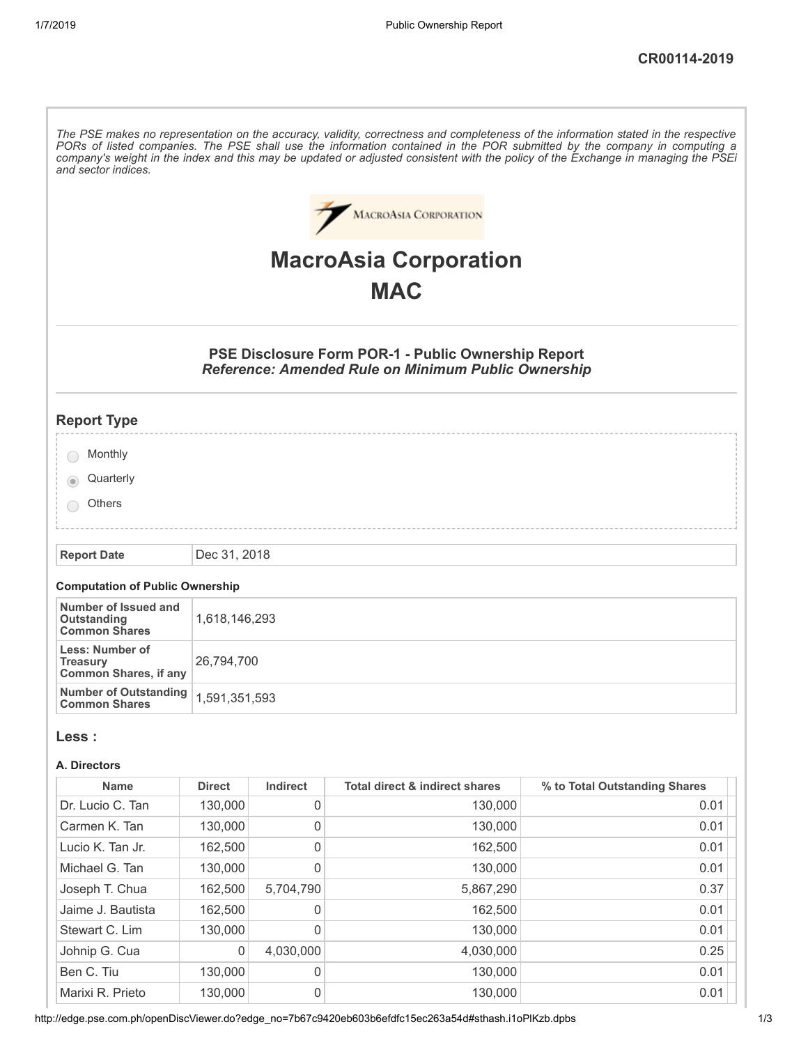CR00114-2019

*The PSE makes no representation on the accuracy, validity, correctness and completeness of the information stated in the respective PORs of listed companies. The PSE shall use the information contained in the POR submitted by the company in computing a company's weight in the index and this may be updated or adjusted consistent with the policy of the Exchange in managing the PSEi and sector indices.*

# MacroAsia Corporation

# MAC

### PSE Disclosure Form POR-1 - Public Ownership Report

***Reference: Amended Rule on Minimum Public Ownership***

## Report Type

- ○ Monthly
- ◉ Quarterly
- ○ Others

| Report Date | Dec 31, 2018 |
|---|---|

**Computation of Public Ownership**

| | |
|---|---|
| **Number of Issued and Outstanding Common Shares** | 1,618,146,293 |
| **Less: Number of Treasury Common Shares, if any** | 26,794,700 |
| **Number of Outstanding Common Shares** | 1,591,351,593 |

## Less :

**A. Directors**

| Name | Direct | Indirect | Total direct & indirect shares | % to Total Outstanding Shares |
|---|---|---|---|---|
| Dr. Lucio C. Tan | 130,000 | 0 | 130,000 | 0.01 |
| Carmen K. Tan | 130,000 | 0 | 130,000 | 0.01 |
| Lucio K. Tan Jr. | 162,500 | 0 | 162,500 | 0.01 |
| Michael G. Tan | 130,000 | 0 | 130,000 | 0.01 |
| Joseph T. Chua | 162,500 | 5,704,790 | 5,867,290 | 0.37 |
| Jaime J. Bautista | 162,500 | 0 | 162,500 | 0.01 |
| Stewart C. Lim | 130,000 | 0 | 130,000 | 0.01 |
| Johnip G. Cua | 0 | 4,030,000 | 4,030,000 | 0.25 |
| Ben C. Tiu | 130,000 | 0 | 130,000 | 0.01 |
| Marixi R. Prieto | 130,000 | 0 | 130,000 | 0.01 |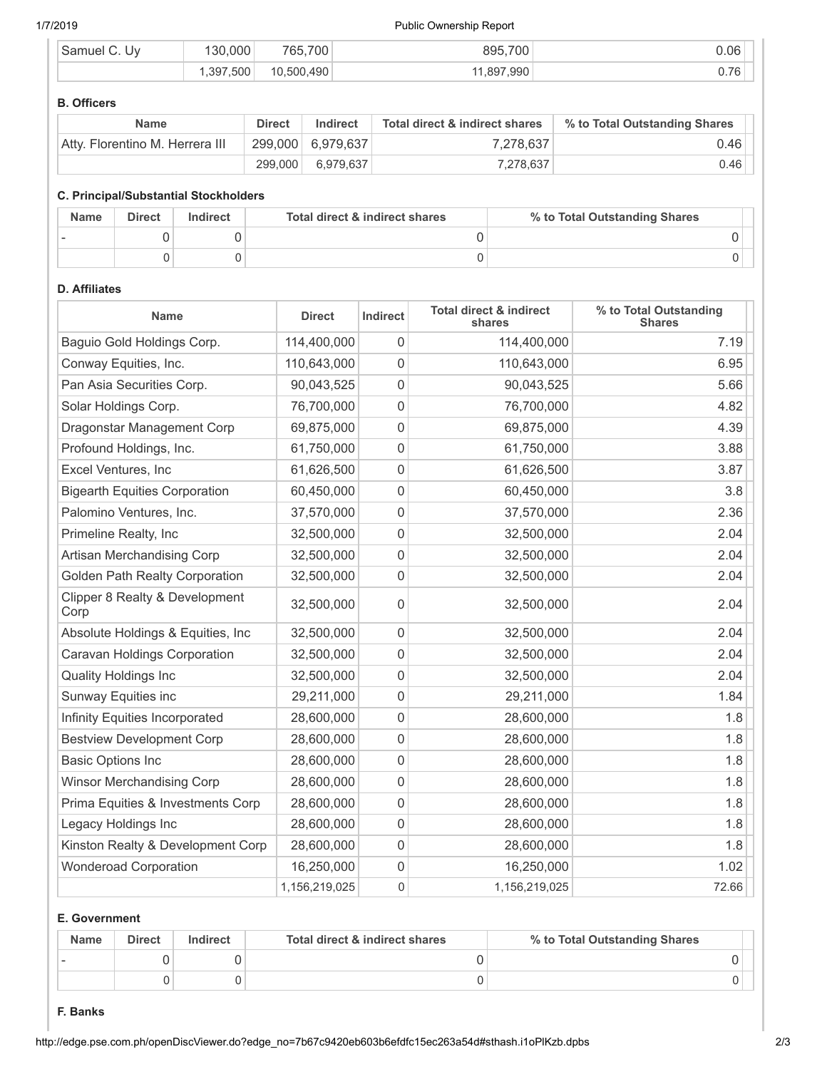| Samuel C. Uy | 130,000 | 765,700 | 895,700 | 0.06 |
|---|---|---|---|---|
| | 1,397,500 | 10,500,490 | 11,897,990 | 0.76 |

### B. Officers

| Name | Direct | Indirect | Total direct & indirect shares | % to Total Outstanding Shares |
|---|---|---|---|---|
| Atty. Florentino M. Herrera III | 299,000 | 6,979,637 | 7,278,637 | 0.46 |
| | 299,000 | 6,979,637 | 7,278,637 | 0.46 |

### C. Principal/Substantial Stockholders

| Name | Direct | Indirect | Total direct & indirect shares | % to Total Outstanding Shares |
|---|---|---|---|---|
| - | 0 | 0 | 0 | 0 |
| | 0 | 0 | 0 | 0 |

### D. Affiliates

| Name | Direct | Indirect | Total direct & indirect shares | % to Total Outstanding Shares |
|---|---|---|---|---|
| Baguio Gold Holdings Corp. | 114,400,000 | 0 | 114,400,000 | 7.19 |
| Conway Equities, Inc. | 110,643,000 | 0 | 110,643,000 | 6.95 |
| Pan Asia Securities Corp. | 90,043,525 | 0 | 90,043,525 | 5.66 |
| Solar Holdings Corp. | 76,700,000 | 0 | 76,700,000 | 4.82 |
| Dragonstar Management Corp | 69,875,000 | 0 | 69,875,000 | 4.39 |
| Profound Holdings, Inc. | 61,750,000 | 0 | 61,750,000 | 3.88 |
| Excel Ventures, Inc | 61,626,500 | 0 | 61,626,500 | 3.87 |
| Bigearth Equities Corporation | 60,450,000 | 0 | 60,450,000 | 3.8 |
| Palomino Ventures, Inc. | 37,570,000 | 0 | 37,570,000 | 2.36 |
| Primeline Realty, Inc | 32,500,000 | 0 | 32,500,000 | 2.04 |
| Artisan Merchandising Corp | 32,500,000 | 0 | 32,500,000 | 2.04 |
| Golden Path Realty Corporation | 32,500,000 | 0 | 32,500,000 | 2.04 |
| Clipper 8 Realty & Development Corp | 32,500,000 | 0 | 32,500,000 | 2.04 |
| Absolute Holdings & Equities, Inc | 32,500,000 | 0 | 32,500,000 | 2.04 |
| Caravan Holdings Corporation | 32,500,000 | 0 | 32,500,000 | 2.04 |
| Quality Holdings Inc | 32,500,000 | 0 | 32,500,000 | 2.04 |
| Sunway Equities inc | 29,211,000 | 0 | 29,211,000 | 1.84 |
| Infinity Equities Incorporated | 28,600,000 | 0 | 28,600,000 | 1.8 |
| Bestview Development Corp | 28,600,000 | 0 | 28,600,000 | 1.8 |
| Basic Options Inc | 28,600,000 | 0 | 28,600,000 | 1.8 |
| Winsor Merchandising Corp | 28,600,000 | 0 | 28,600,000 | 1.8 |
| Prima Equities & Investments Corp | 28,600,000 | 0 | 28,600,000 | 1.8 |
| Legacy Holdings Inc | 28,600,000 | 0 | 28,600,000 | 1.8 |
| Kinston Realty & Development Corp | 28,600,000 | 0 | 28,600,000 | 1.8 |
| Wonderoad Corporation | 16,250,000 | 0 | 16,250,000 | 1.02 |
| | 1,156,219,025 | 0 | 1,156,219,025 | 72.66 |

### E. Government

| Name | Direct | Indirect | Total direct & indirect shares | % to Total Outstanding Shares |
|---|---|---|---|---|
| - | 0 | 0 | 0 | 0 |
| | 0 | 0 | 0 | 0 |

### F. Banks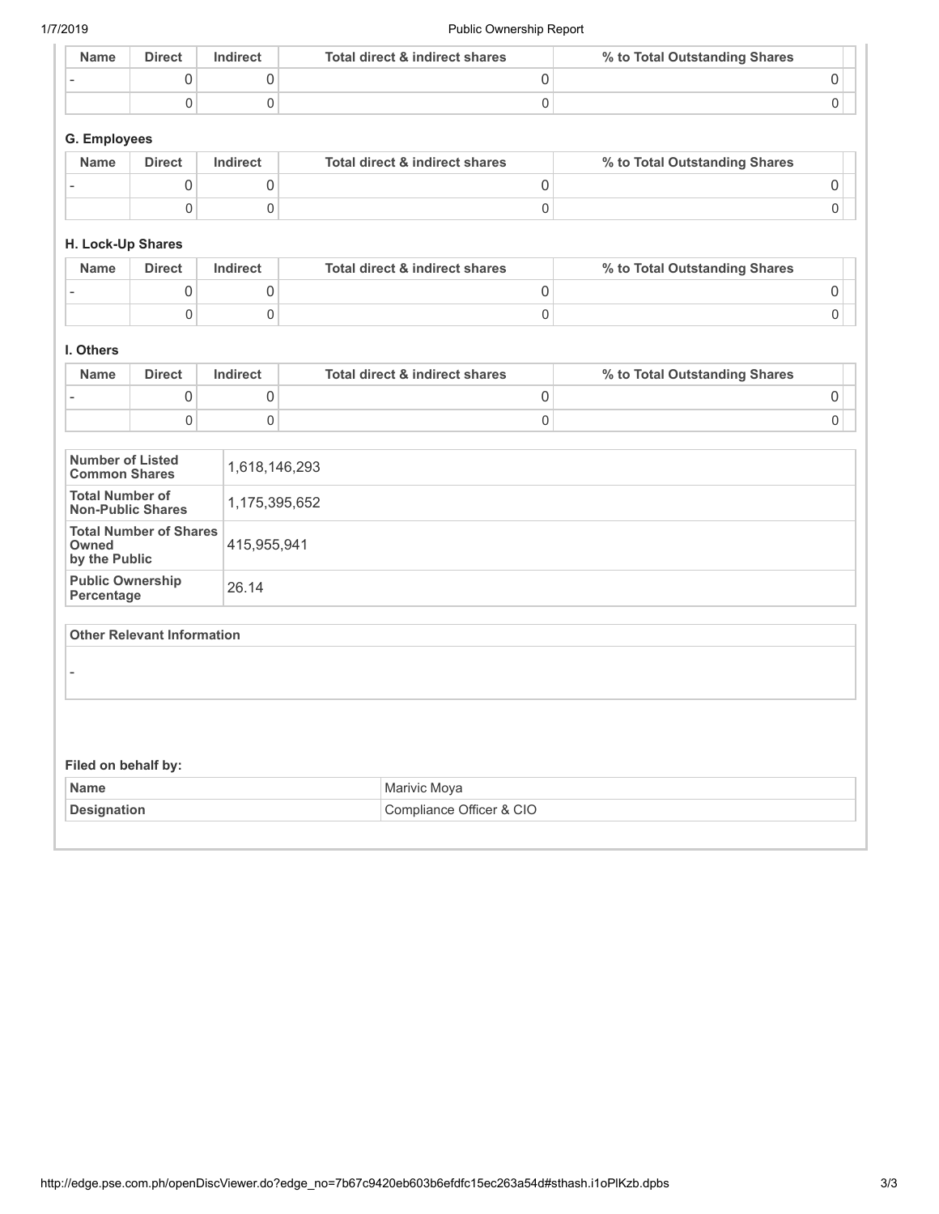| Name | Direct | Indirect | Total direct & indirect shares | % to Total Outstanding Shares |
|---|---|---|---|---|
| - | 0 | 0 | 0 | 0 |
| | 0 | 0 | 0 | 0 |

### G. Employees

| Name | Direct | Indirect | Total direct & indirect shares | % to Total Outstanding Shares |
|---|---|---|---|---|
| - | 0 | 0 | 0 | 0 |
| | 0 | 0 | 0 | 0 |

### H. Lock-Up Shares

| Name | Direct | Indirect | Total direct & indirect shares | % to Total Outstanding Shares |
|---|---|---|---|---|
| - | 0 | 0 | 0 | 0 |
| | 0 | 0 | 0 | 0 |

### I. Others

| Name | Direct | Indirect | Total direct & indirect shares | % to Total Outstanding Shares |
|---|---|---|---|---|
| - | 0 | 0 | 0 | 0 |
| | 0 | 0 | 0 | 0 |

| | |
|---|---|
| **Number of Listed Common Shares** | 1,618,146,293 |
| **Total Number of Non-Public Shares** | 1,175,395,652 |
| **Total Number of Shares Owned by the Public** | 415,955,941 |
| **Public Ownership Percentage** | 26.14 |

| **Other Relevant Information** |
|---|
| - |

### Filed on behalf by:

| | |
|---|---|
| **Name** | Marivic Moya |
| **Designation** | Compliance Officer & CIO |